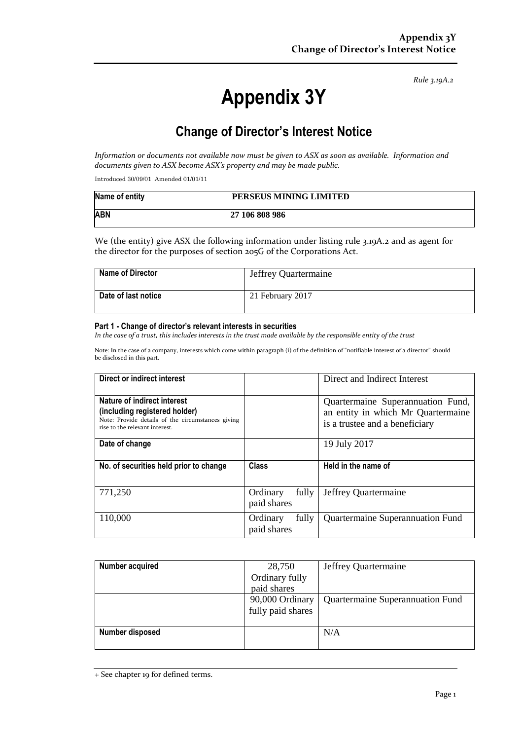*Rule 3.19A.2*

# Appendix 3Y

## Change of Director's Interest Notice

*Information or documents not available now must be given to ASX as soon as available. Information and documents given to ASX become ASX's property and may be made public.*

Introduced 30/09/01 Amended 01/01/11

| Name of entity | PERSEUS MINING LIMITED |
|---|---|
| ABN | 27 106 808 986 |

We (the entity) give ASX the following information under listing rule 3.19A.2 and as agent for the director for the purposes of section 205G of the Corporations Act.

| Name of Director | Jeffrey Quartermaine |
|---|---|
| Date of last notice | 21 February 2017 |

#### Part 1 - Change of director's relevant interests in securities

*In the case of a trust, this includes interests in the trust made available by the responsible entity of the trust*

Note: In the case of a company, interests which come within paragraph (i) of the definition of "notifiable interest of a director" should be disclosed in this part.

| Direct or indirect interest | | Direct and Indirect Interest |
|---|---|---|
| **Nature of indirect interest (including registered holder)** Note: Provide details of the circumstances giving rise to the relevant interest. | | Quartermaine Superannuation Fund, an entity in which Mr Quartermaine is a trustee and a beneficiary |
| **Date of change** | | 19 July 2017 |
| **No. of securities held prior to change** | **Class** | **Held in the name of** |
| 771,250 | Ordinary fully paid shares | Jeffrey Quartermaine |
| 110,000 | Ordinary fully paid shares | Quartermaine Superannuation Fund |

| Number acquired | 28,750 Ordinary fully paid shares | Jeffrey Quartermaine |
|---|---|---|
| | 90,000 Ordinary fully paid shares | Quartermaine Superannuation Fund |
| Number disposed | | N/A |

+ See chapter 19 for defined terms.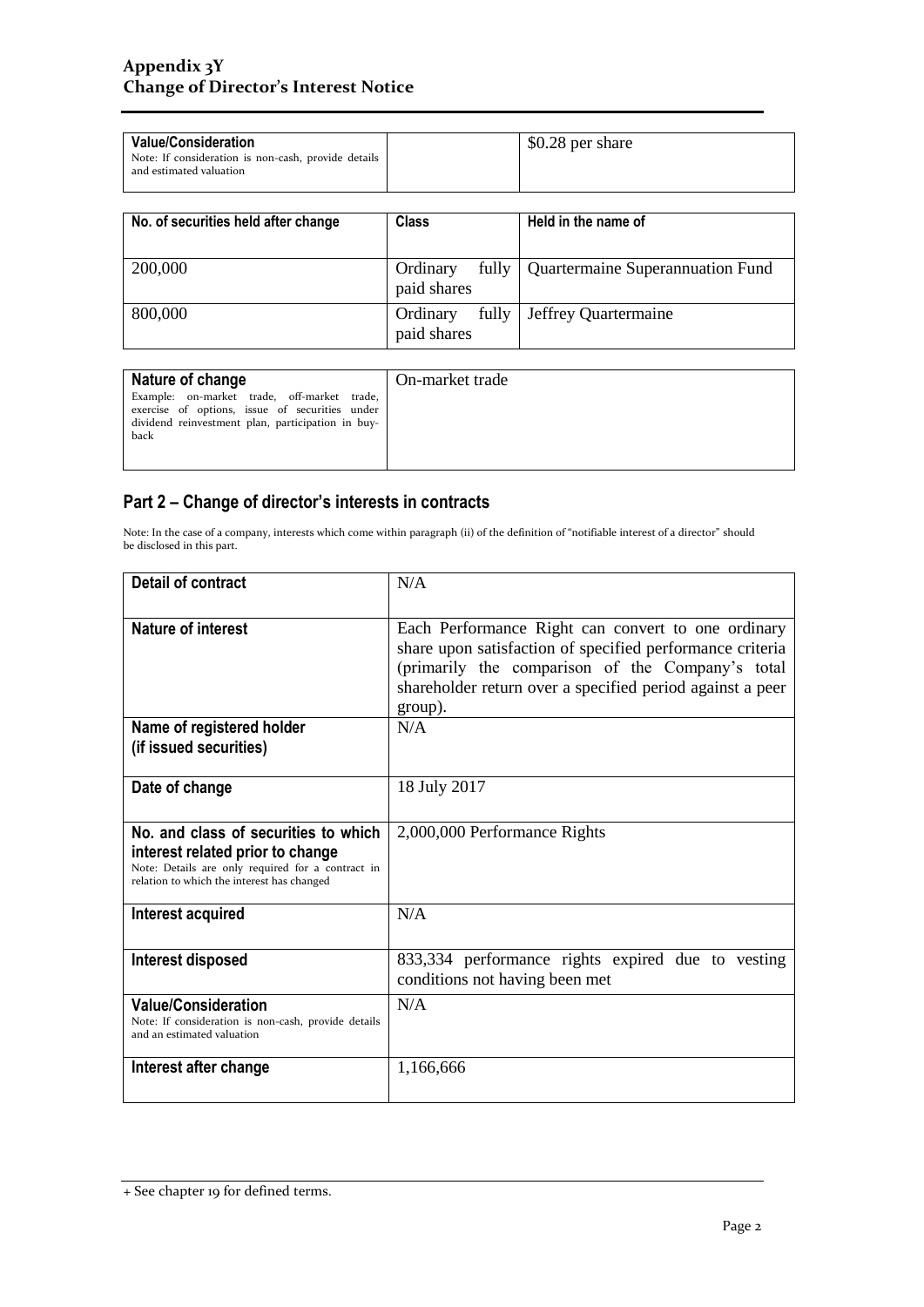| **Value/Consideration**<br>Note: If consideration is non-cash, provide details and estimated valuation | | $0.28 per share |
|---|---|---|

| No. of securities held after change | Class | Held in the name of |
|---|---|---|
| 200,000 | Ordinary fully paid shares | Quartermaine Superannuation Fund |
| 800,000 | Ordinary fully paid shares | Jeffrey Quartermaine |

| **Nature of change**<br>Example: on-market trade, off-market trade, exercise of options, issue of securities under dividend reinvestment plan, participation in buy-back | On-market trade |
|---|---|

## Part 2 – Change of director's interests in contracts

Note: In the case of a company, interests which come within paragraph (ii) of the definition of "notifiable interest of a director" should be disclosed in this part.

| **Detail of contract** | N/A |
|---|---|
| **Nature of interest** | Each Performance Right can convert to one ordinary share upon satisfaction of specified performance criteria (primarily the comparison of the Company's total shareholder return over a specified period against a peer group). |
| **Name of registered holder (if issued securities)** | N/A |
| **Date of change** | 18 July 2017 |
| **No. and class of securities to which interest related prior to change**<br>Note: Details are only required for a contract in relation to which the interest has changed | 2,000,000 Performance Rights |
| **Interest acquired** | N/A |
| **Interest disposed** | 833,334 performance rights expired due to vesting conditions not having been met |
| **Value/Consideration**<br>Note: If consideration is non-cash, provide details and an estimated valuation | N/A |
| **Interest after change** | 1,166,666 |

+ See chapter 19 for defined terms.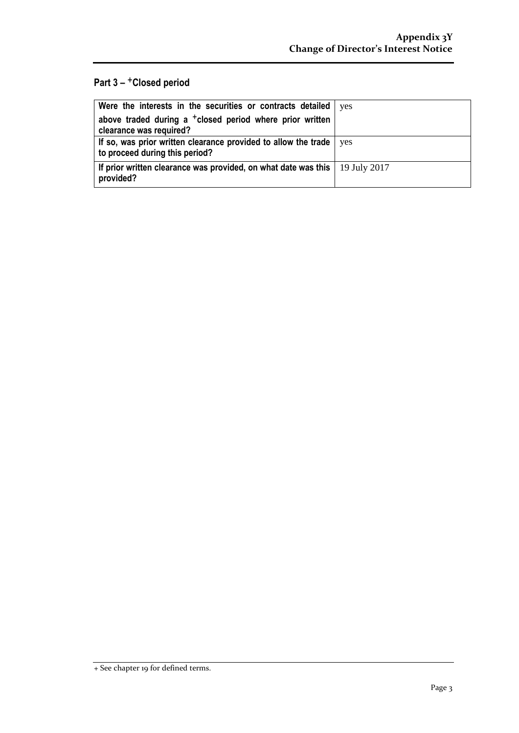## Part 3 – +Closed period

| | |
|---|---|
| **Were the interests in the securities or contracts detailed above traded during a +closed period where prior written clearance was required?** | yes |
| **If so, was prior written clearance provided to allow the trade to proceed during this period?** | yes |
| **If prior written clearance was provided, on what date was this provided?** | 19 July 2017 |

+ See chapter 19 for defined terms.